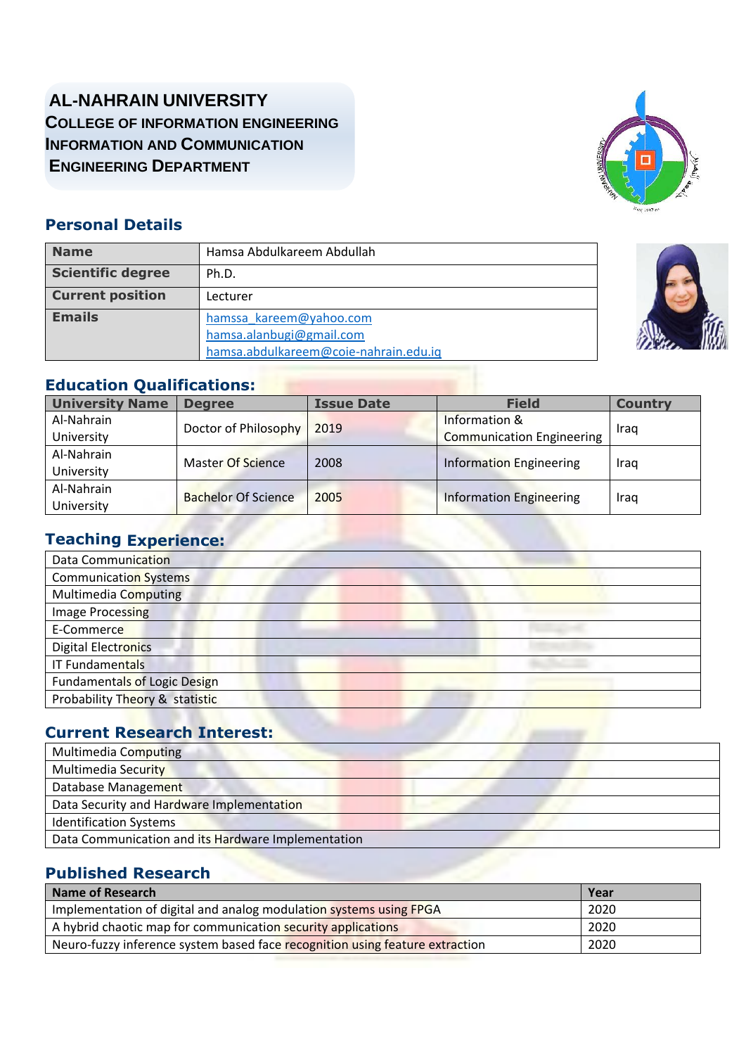# AL-NAHRAIN UNIVERSITY

## COLLEGE OF INFORMATION ENGINEERING

## INFORMATION AND COMMUNICATION ENGINEERING DEPARTMENT

## Personal Details

| Name | Hamsa Abdulkareem Abdullah |
|---|---|
| Scientific degree | Ph.D. |
| Current position | Lecturer |
| Emails | hamssa_kareem@yahoo.com<br>hamsa.alanbugi@gmail.com<br>hamsa.abdulkareem@coie-nahrain.edu.iq |

## Education Qualifications:

| University Name | Degree | Issue Date | Field | Country |
|---|---|---|---|---|
| Al-Nahrain University | Doctor of Philosophy | 2019 | Information & Communication Engineering | Iraq |
| Al-Nahrain University | Master Of Science | 2008 | Information Engineering | Iraq |
| Al-Nahrain University | Bachelor Of Science | 2005 | Information Engineering | Iraq |

## Teaching Experience:

| |
|---|
| Data Communication |
| Communication Systems |
| Multimedia Computing |
| Image Processing |
| E-Commerce |
| Digital Electronics |
| IT Fundamentals |
| Fundamentals of Logic Design |
| Probability Theory & statistic |

## Current Research Interest:

| |
|---|
| Multimedia Computing |
| Multimedia Security |
| Database Management |
| Data Security and Hardware Implementation |
| Identification Systems |
| Data Communication and its Hardware Implementation |

## Published Research

| Name of Research | Year |
|---|---|
| Implementation of digital and analog modulation systems using FPGA | 2020 |
| A hybrid chaotic map for communication security applications | 2020 |
| Neuro-fuzzy inference system based face recognition using feature extraction | 2020 |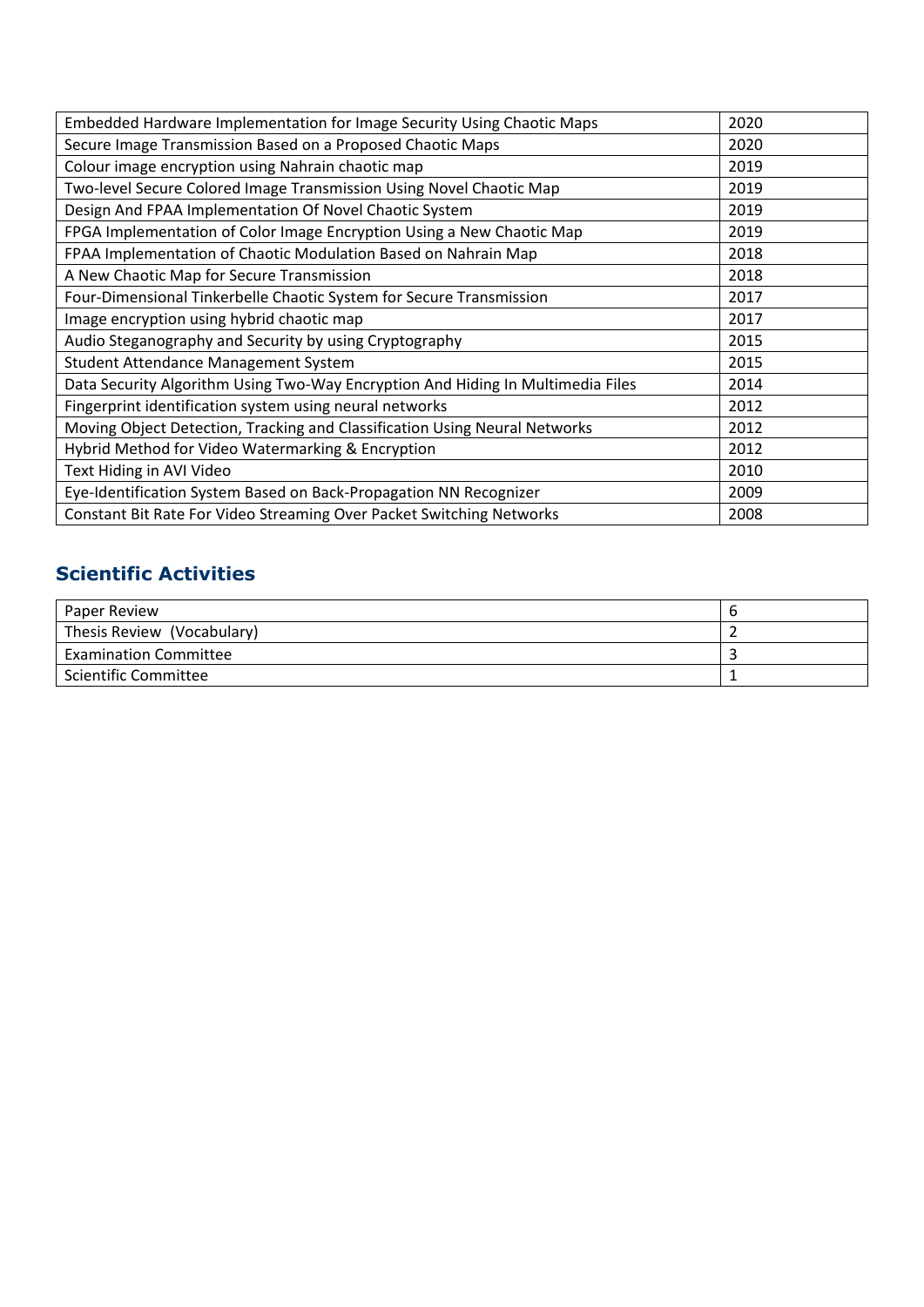| Embedded Hardware Implementation for Image Security Using Chaotic Maps | 2020 |
|---|---|
| Secure Image Transmission Based on a Proposed Chaotic Maps | 2020 |
| Colour image encryption using Nahrain chaotic map | 2019 |
| Two-level Secure Colored Image Transmission Using Novel Chaotic Map | 2019 |
| Design And FPAA Implementation Of Novel Chaotic System | 2019 |
| FPGA Implementation of Color Image Encryption Using a New Chaotic Map | 2019 |
| FPAA Implementation of Chaotic Modulation Based on Nahrain Map | 2018 |
| A New Chaotic Map for Secure Transmission | 2018 |
| Four-Dimensional Tinkerbelle Chaotic System for Secure Transmission | 2017 |
| Image encryption using hybrid chaotic map | 2017 |
| Audio Steganography and Security by using Cryptography | 2015 |
| Student Attendance Management System | 2015 |
| Data Security Algorithm Using Two-Way Encryption And Hiding In Multimedia Files | 2014 |
| Fingerprint identification system using neural networks | 2012 |
| Moving Object Detection, Tracking and Classification Using Neural Networks | 2012 |
| Hybrid Method for Video Watermarking & Encryption | 2012 |
| Text Hiding in AVI Video | 2010 |
| Eye-Identification System Based on Back-Propagation NN Recognizer | 2009 |
| Constant Bit Rate For Video Streaming Over Packet Switching Networks | 2008 |

## Scientific Activities

| Paper Review | 6 |
|---|---|
| Thesis Review (Vocabulary) | 2 |
| Examination Committee | 3 |
| Scientific Committee | 1 |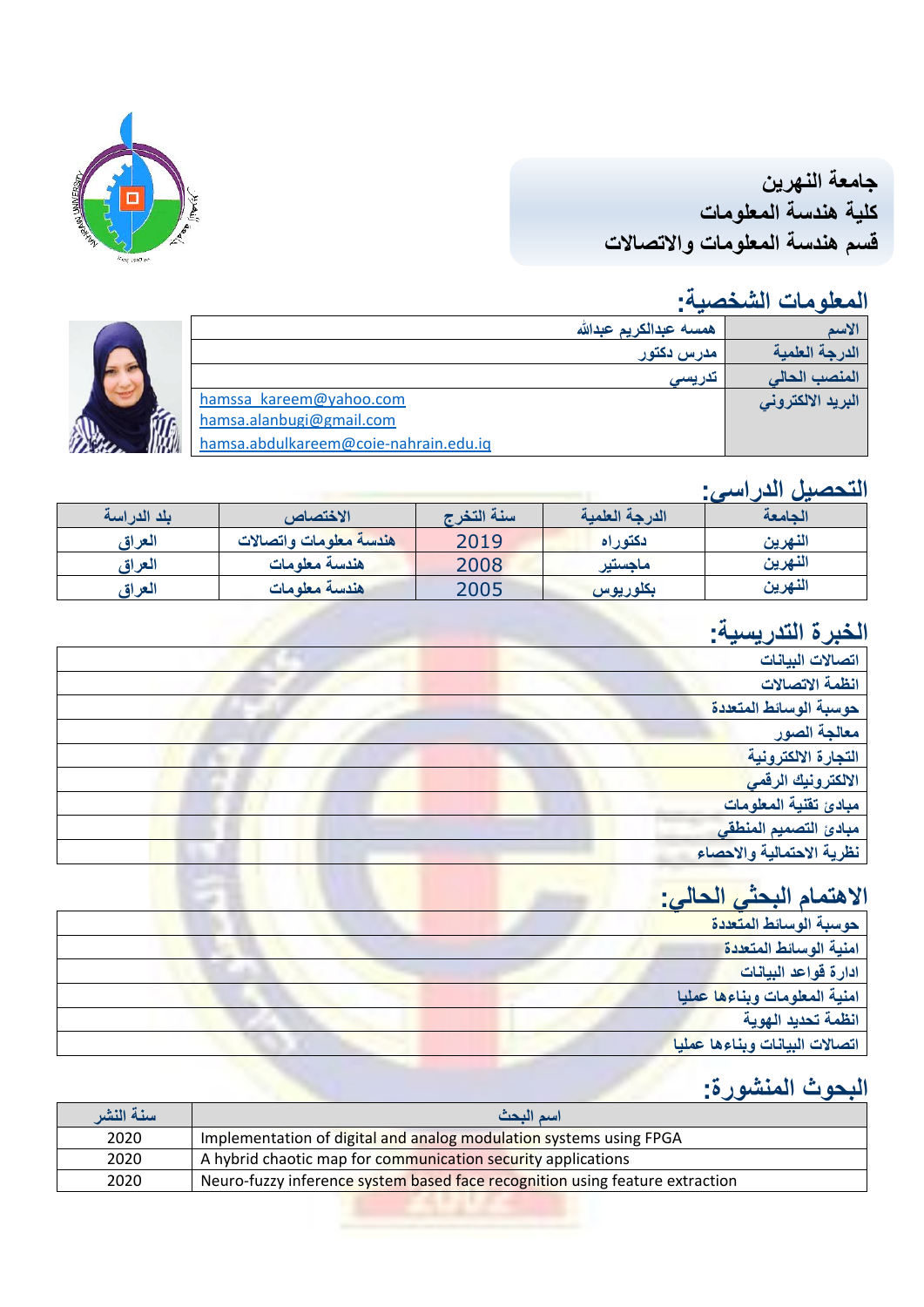**جامعة النهرين**
**كلية هندسة المعلومات**
**قسم هندسة المعلومات والاتصالات**

## المعلومات الشخصية:

| | |
|---|---|
| الاسم | همسه عبدالكريم عبدالله |
| الدرجة العلمية | مدرس دكتور |
| المنصب الحالي | تدريسي |
| البريد الالكتروني | hamssa_kareem@yahoo.com<br>hamsa.alanbugi@gmail.com<br>hamsa.abdulkareem@coie-nahrain.edu.iq |

## التحصيل الدراسي:

| الجامعة | الدرجة العلمية | سنة التخرج | الاختصاص | بلد الدراسة |
|---|---|---|---|---|
| النهرين | دكتوراه | 2019 | هندسة معلومات واتصالات | العراق |
| النهرين | ماجستير | 2008 | هندسة معلومات | العراق |
| النهرين | بكلوريوس | 2005 | هندسة معلومات | العراق |

## الخبرة التدريسية:

- اتصالات البيانات
- انظمة الاتصالات
- حوسبة الوسائط المتعددة
- معالجة الصور
- التجارة الالكترونية
- الالكترونيك الرقمي
- مبادئ تقنية المعلومات
- مبادئ التصميم المنطقي
- نظرية الاحتمالية والاحصاء

## الاهتمام البحثي الحالي:

- حوسبة الوسائط المتعددة
- امنية الوسائط المتعددة
- ادارة قواعد البيانات
- امنية المعلومات وبناءها عمليا
- انظمة تحديد الهوية
- اتصالات البيانات وبناءها عمليا

## البحوث المنشورة:

| اسم البحث | سنة النشر |
|---|---|
| Implementation of digital and analog modulation systems using FPGA | 2020 |
| A hybrid chaotic map for communication security applications | 2020 |
| Neuro-fuzzy inference system based face recognition using feature extraction | 2020 |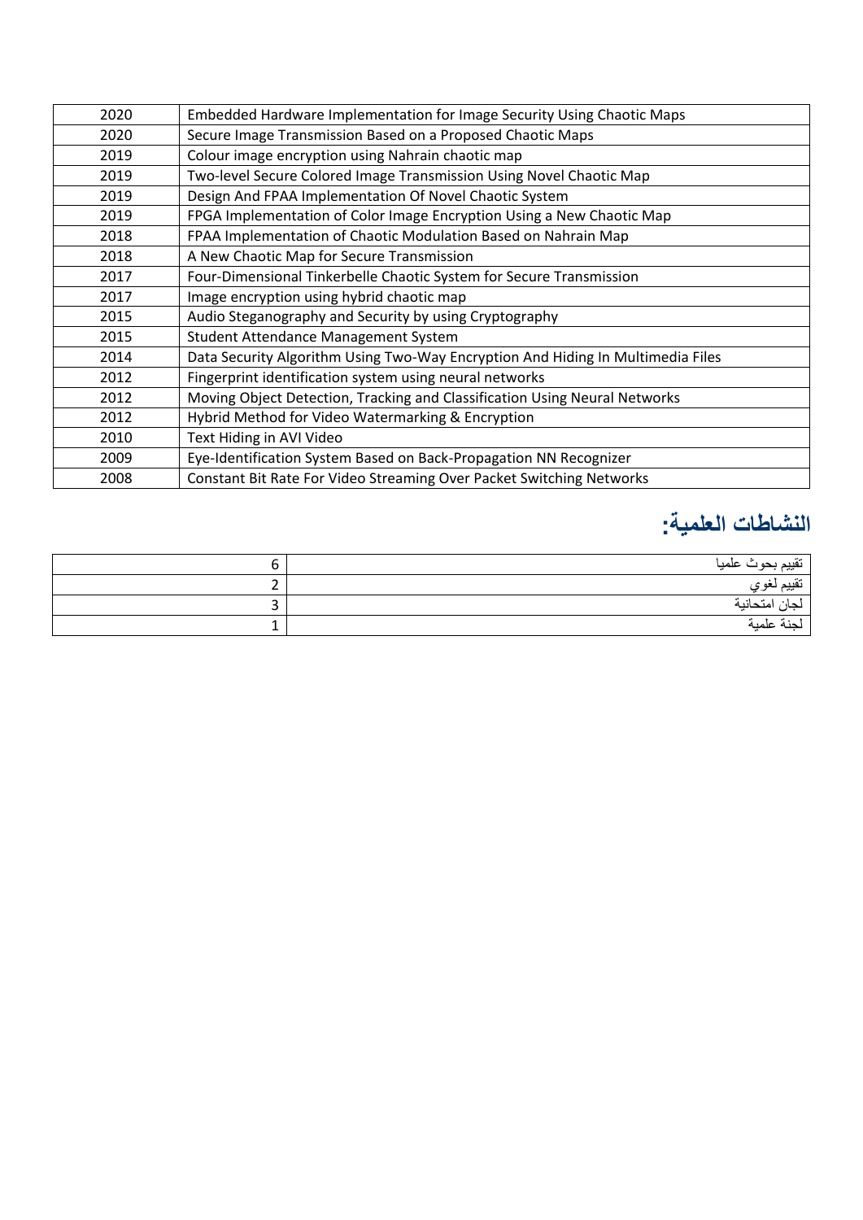| | |
|---|---|
| 2020 | Embedded Hardware Implementation for Image Security Using Chaotic Maps |
| 2020 | Secure Image Transmission Based on a Proposed Chaotic Maps |
| 2019 | Colour image encryption using Nahrain chaotic map |
| 2019 | Two-level Secure Colored Image Transmission Using Novel Chaotic Map |
| 2019 | Design And FPAA Implementation Of Novel Chaotic System |
| 2019 | FPGA Implementation of Color Image Encryption Using a New Chaotic Map |
| 2018 | FPAA Implementation of Chaotic Modulation Based on Nahrain Map |
| 2018 | A New Chaotic Map for Secure Transmission |
| 2017 | Four-Dimensional Tinkerbelle Chaotic System for Secure Transmission |
| 2017 | Image encryption using hybrid chaotic map |
| 2015 | Audio Steganography and Security by using Cryptography |
| 2015 | Student Attendance Management System |
| 2014 | Data Security Algorithm Using Two-Way Encryption And Hiding In Multimedia Files |
| 2012 | Fingerprint identification system using neural networks |
| 2012 | Moving Object Detection, Tracking and Classification Using Neural Networks |
| 2012 | Hybrid Method for Video Watermarking & Encryption |
| 2010 | Text Hiding in AVI Video |
| 2009 | Eye-Identification System Based on Back-Propagation NN Recognizer |
| 2008 | Constant Bit Rate For Video Streaming Over Packet Switching Networks |

## النشاطات العلمية:

| | |
|---|---|
| تقييم بحوث علميا | 6 |
| تقييم لغوي | 2 |
| لجان امتحانية | 3 |
| لجنة علمية | 1 |